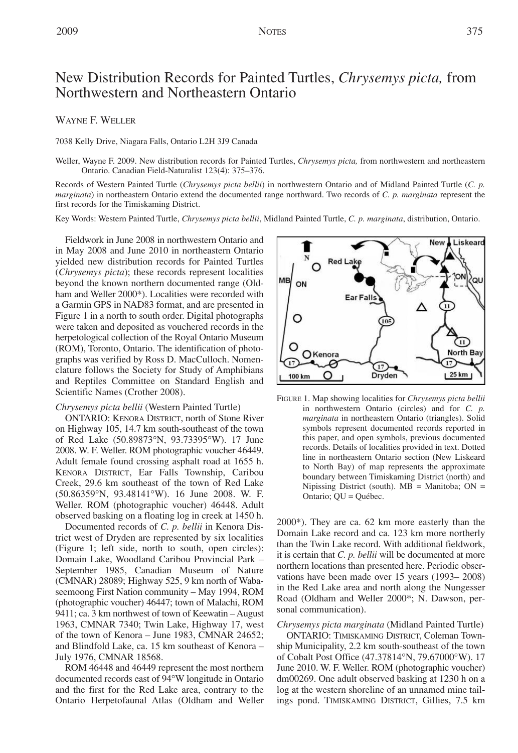# New Distribution Records for Painted Turtles, *Chrysemys picta,* from Northwestern and Northeastern Ontario

Wayne F. Weller

7038 Kelly Drive, Niagara Falls, Ontario L2H 3J9 Canada

Weller, Wayne F. 2009. New distribution records for Painted Turtles, *Chrysemys picta,* from northwestern and northeastern Ontario. Canadian Field-Naturalist 123(4): 375–376.

Records of Western Painted Turtle (*Chrysemys picta bellii*) in northwestern Ontario and of Midland Painted Turtle (*C. p. marginata*) in northeastern Ontario extend the documented range northward. Two records of *C. p. marginata* represent the first records for the Timiskaming District.

Key Words: Western Painted Turtle, *Chrysemys picta bellii*, Midland Painted Turtle, *C. p. marginata*, distribution, Ontario.

Fieldwork in June 2008 in northwestern Ontario and in May 2008 and June 2010 in northeastern Ontario yielded new distribution records for Painted Turtles (*Chrysemys picta*); these records represent localities beyond the known northern documented range (Oldham and Weller 2000*). Localities were recorded with a Garmin GPS in NAD83 format, and are presented in Figure 1 in a north to south order. Digital photographs were taken and deposited as vouchered records in the herpetological collection of the Royal Ontario Museum (ROM), Toronto, Ontario. The identification of photographs was verified by Ross D. MacCulloch. Nomenclature follows the Society for Study of Amphibians and Reptiles Committee on Standard English and Scientific Names (Crother 2008).

*Chrysemys picta bellii* (Western Painted Turtle)

ONTARIO: Kenora District, north of Stone River on Highway 105, 14.7 km south-southeast of the town of Red Lake (50.89873°N, 93.73395°W). 17 June 2008. W. F. Weller. ROM photographic voucher 46449. Adult female found crossing asphalt road at 1655 h. Kenora District, Ear Falls Township, Caribou Creek, 29.6 km southeast of the town of Red Lake (50.86359°N, 93.48141°W). 16 June 2008. W. F. Weller. ROM (photographic voucher) 46448. Adult observed basking on a floating log in creek at 1450 h.

Documented records of *C. p. bellii* in Kenora District west of Dryden are represented by six localities (Figure 1; left side, north to south, open circles): Domain Lake, Woodland Caribou Provincial Park – September 1985, Canadian Museum of Nature (CMNAR) 28089; Highway 525, 9 km north of Wabaseemoong First Nation community – May 1994, ROM (photographic voucher) 46447; town of Malachi, ROM 9411; ca. 3 km northwest of town of Keewatin – August 1963, CMNAR 7340; Twin Lake, Highway 17, west of the town of Kenora – June 1983, CMNAR 24652; and Blindfold Lake, ca. 15 km southeast of Kenora – July 1976, CMNAR 18568.

ROM 46448 and 46449 represent the most northern documented records east of 94°W longitude in Ontario and the first for the Red Lake area, contrary to the Ontario Herpetofaunal Atlas (Oldham and Weller 2000*). They are ca. 62 km more easterly than the Domain Lake record and ca. 123 km more northerly than the Twin Lake record. With additional fieldwork, it is certain that *C. p. bellii* will be documented at more northern locations than presented here. Periodic observations have been made over 15 years (1993– 2008) in the Red Lake area and north along the Nungesser Road (Oldham and Weller 2000*; N. Dawson, personal communication).

FIGURE 1. Map showing localities for *Chrysemys picta bellii* in northwestern Ontario (circles) and for *C. p. marginata* in northeastern Ontario (triangles). Solid symbols represent documented records reported in this paper, and open symbols, previous documented records. Details of localities provided in text. Dotted line in northeastern Ontario section (New Liskeard to North Bay) of map represents the approximate boundary between Timiskaming District (north) and Nipissing District (south). MB = Manitoba; ON = Ontario; QU = Québec.

*Chrysemys picta marginata* (Midland Painted Turtle)

ONTARIO: Timiskaming District, Coleman Township Municipality, 2.2 km south-southeast of the town of Cobalt Post Office (47.37814°N, 79.67000°W). 17 June 2010. W. F. Weller. ROM (photographic voucher) dm00269. One adult observed basking at 1230 h on a log at the western shoreline of an unnamed mine tailings pond. Timiskaming District, Gillies, 7.5 km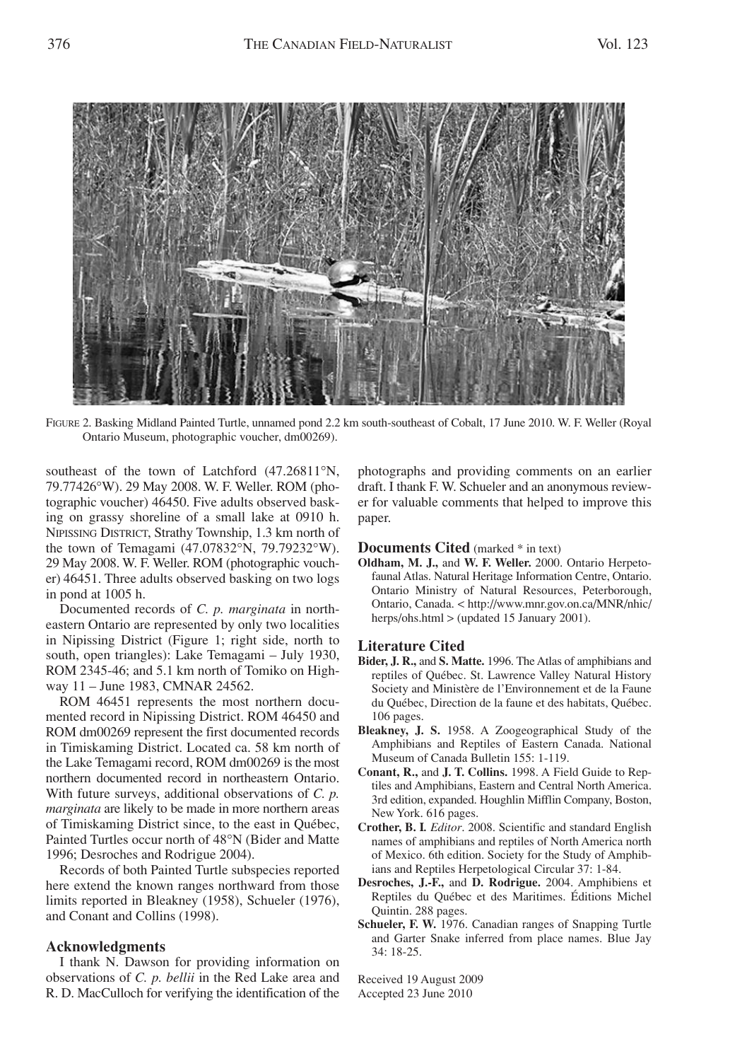FIGURE 2. Basking Midland Painted Turtle, unnamed pond 2.2 km south-southeast of Cobalt, 17 June 2010. W. F. Weller (Royal Ontario Museum, photographic voucher, dm00269).

southeast of the town of Latchford (47.26811°N, 79.77426°W). 29 May 2008. W. F. Weller. ROM (photographic voucher) 46450. Five adults observed basking on grassy shoreline of a small lake at 0910 h. NIPISSING DISTRICT, Strathy Township, 1.3 km north of the town of Temagami (47.07832°N, 79.79232°W). 29 May 2008. W. F. Weller. ROM (photographic voucher) 46451. Three adults observed basking on two logs in pond at 1005 h.

Documented records of *C. p. marginata* in northeastern Ontario are represented by only two localities in Nipissing District (Figure 1; right side, north to south, open triangles): Lake Temagami – July 1930, ROM 2345-46; and 5.1 km north of Tomiko on Highway 11 – June 1983, CMNAR 24562.

ROM 46451 represents the most northern documented record in Nipissing District. ROM 46450 and ROM dm00269 represent the first documented records in Timiskaming District. Located ca. 58 km north of the Lake Temagami record, ROM dm00269 is the most northern documented record in northeastern Ontario. With future surveys, additional observations of *C. p. marginata* are likely to be made in more northern areas of Timiskaming District since, to the east in Québec, Painted Turtles occur north of 48°N (Bider and Matte 1996; Desroches and Rodrigue 2004).

Records of both Painted Turtle subspecies reported here extend the known ranges northward from those limits reported in Bleakney (1958), Schueler (1976), and Conant and Collins (1998).

## Acknowledgments

I thank N. Dawson for providing information on observations of *C. p. bellii* in the Red Lake area and R. D. MacCulloch for verifying the identification of the photographs and providing comments on an earlier draft. I thank F. W. Schueler and an anonymous reviewer for valuable comments that helped to improve this paper.

## Documents Cited (marked * in text)

**Oldham, M. J.,** and **W. F. Weller.** 2000. Ontario Herpetofaunal Atlas. Natural Heritage Information Centre, Ontario. Ontario Ministry of Natural Resources, Peterborough, Ontario, Canada. < http://www.mnr.gov.on.ca/MNR/nhic/herps/ohs.html > (updated 15 January 2001).

## Literature Cited

**Bider, J. R.,** and **S. Matte.** 1996. The Atlas of amphibians and reptiles of Québec. St. Lawrence Valley Natural History Society and Ministère de l'Environnement et de la Faune du Québec, Direction de la faune et des habitats, Québec. 106 pages.

**Bleakney, J. S.** 1958. A Zoogeographical Study of the Amphibians and Reptiles of Eastern Canada. National Museum of Canada Bulletin 155: 1-119.

**Conant, R.,** and **J. T. Collins.** 1998. A Field Guide to Reptiles and Amphibians, Eastern and Central North America. 3rd edition, expanded. Houghlin Mifflin Company, Boston, New York. 616 pages.

**Crother, B. I.** *Editor*. 2008. Scientific and standard English names of amphibians and reptiles of North America north of Mexico. 6th edition. Society for the Study of Amphibians and Reptiles Herpetological Circular 37: 1-84.

**Desroches, J.-F.,** and **D. Rodrigue.** 2004. Amphibiens et Reptiles du Québec et des Maritimes. Éditions Michel Quintin. 288 pages.

**Schueler, F. W.** 1976. Canadian ranges of Snapping Turtle and Garter Snake inferred from place names. Blue Jay 34: 18-25.

Received 19 August 2009
Accepted 23 June 2010